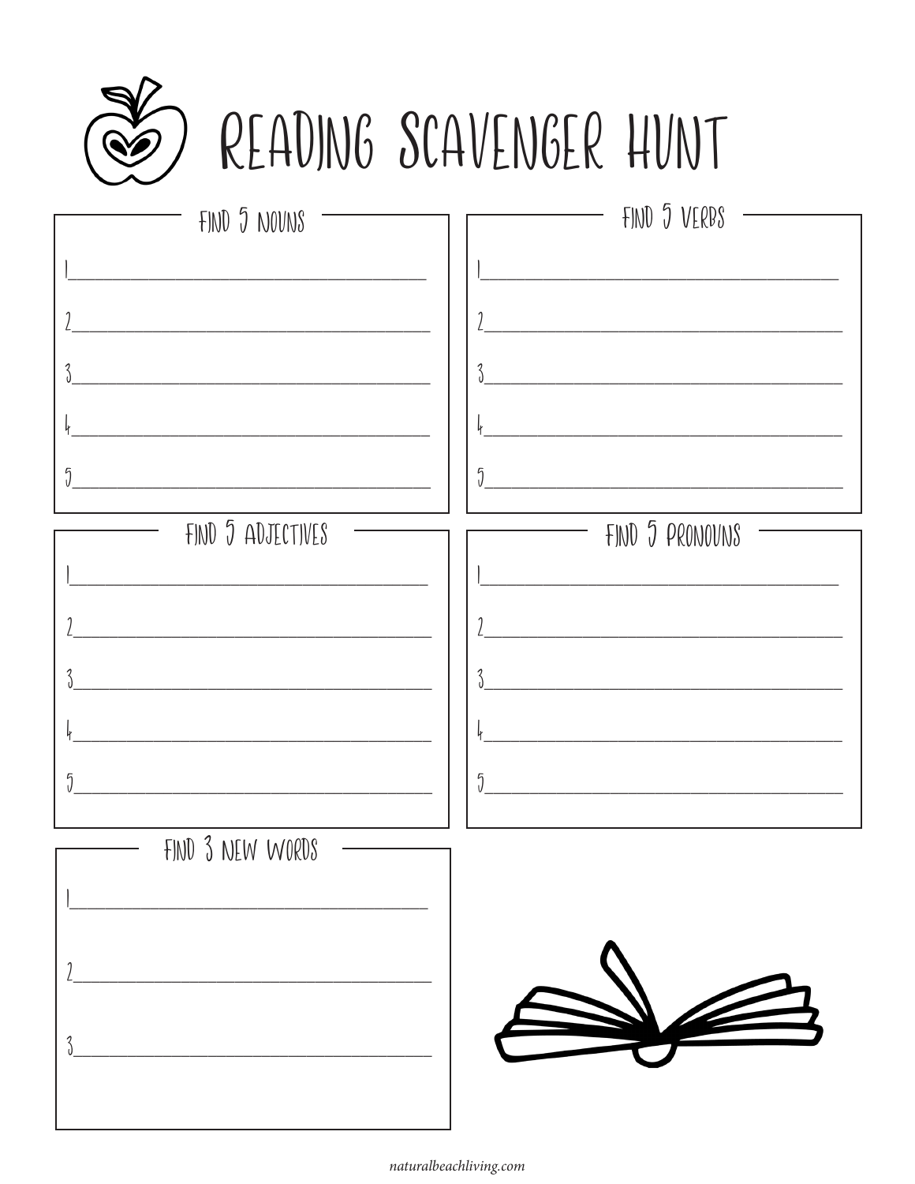# READING SCAVENGER HUNT

## FIND 5 NOUNS

1. ______________________________
2. ______________________________
3. ______________________________
4. ______________________________
5. ______________________________

## FIND 5 VERBS

1. ______________________________
2. ______________________________
3. ______________________________
4. ______________________________
5. ______________________________

## FIND 5 ADJECTIVES

1. ______________________________
2. ______________________________
3. ______________________________
4. ______________________________
5. ______________________________

## FIND 5 PRONOUNS

1. ______________________________
2. ______________________________
3. ______________________________
4. ______________________________
5. ______________________________

## FIND 3 NEW WORDS

1. ______________________________
2. ______________________________
3. ______________________________

naturalbeachliving.com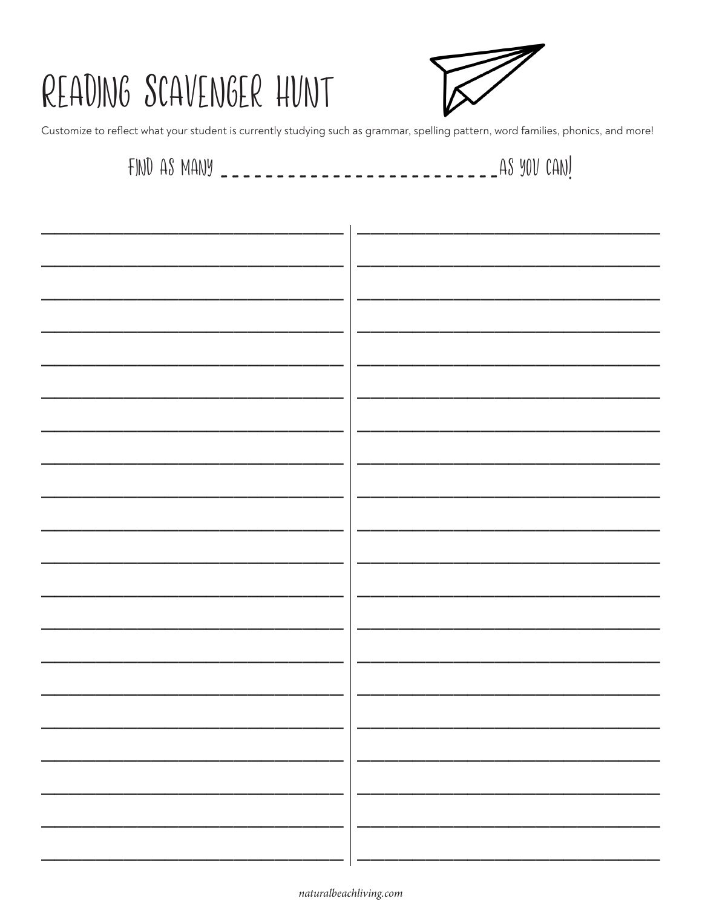# READING SCAVENGER HUNT

Customize to reflect what your student is currently studying such as grammar, spelling pattern, word families, phonics, and more!

FIND AS MANY ___________________________ AS YOU CAN!

| | |
|---|---|
| ______________________ | ______________________ |
| ______________________ | ______________________ |
| ______________________ | ______________________ |
| ______________________ | ______________________ |
| ______________________ | ______________________ |
| ______________________ | ______________________ |
| ______________________ | ______________________ |
| ______________________ | ______________________ |
| ______________________ | ______________________ |
| ______________________ | ______________________ |
| ______________________ | ______________________ |
| ______________________ | ______________________ |
| ______________________ | ______________________ |
| ______________________ | ______________________ |
| ______________________ | ______________________ |
| ______________________ | ______________________ |
| ______________________ | ______________________ |
| ______________________ | ______________________ |
| ______________________ | ______________________ |
| ______________________ | ______________________ |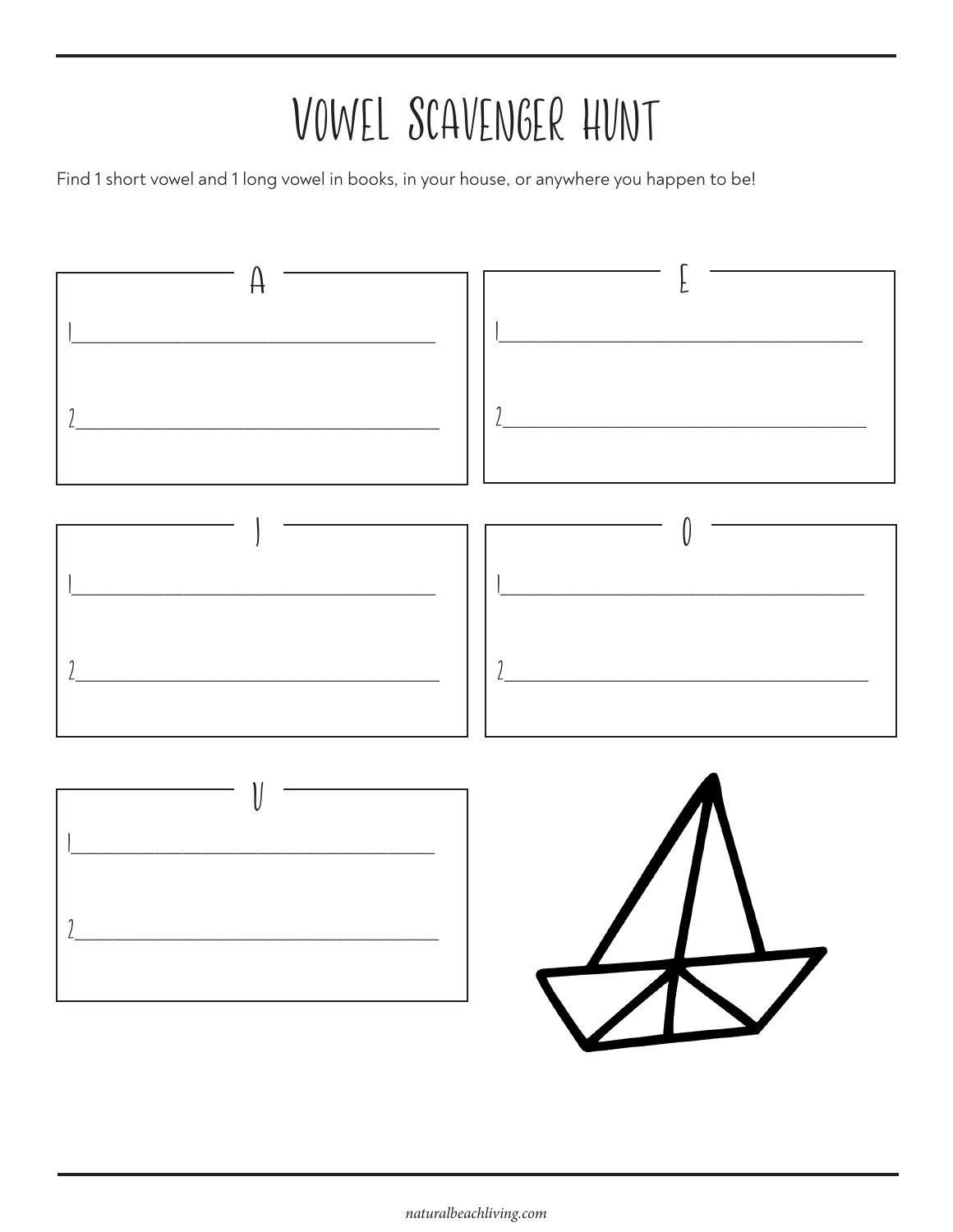# VOWEL SCAVENGER HUNT

Find 1 short vowel and 1 long vowel in books, in your house, or anywhere you happen to be!

## A

1. ____________________________________

2. ____________________________________

## E

1. ____________________________________

2. ____________________________________

## I

1. ____________________________________

2. ____________________________________

## O

1. ____________________________________

2. ____________________________________

## U

1. ____________________________________

2. ____________________________________

naturalbeachliving.com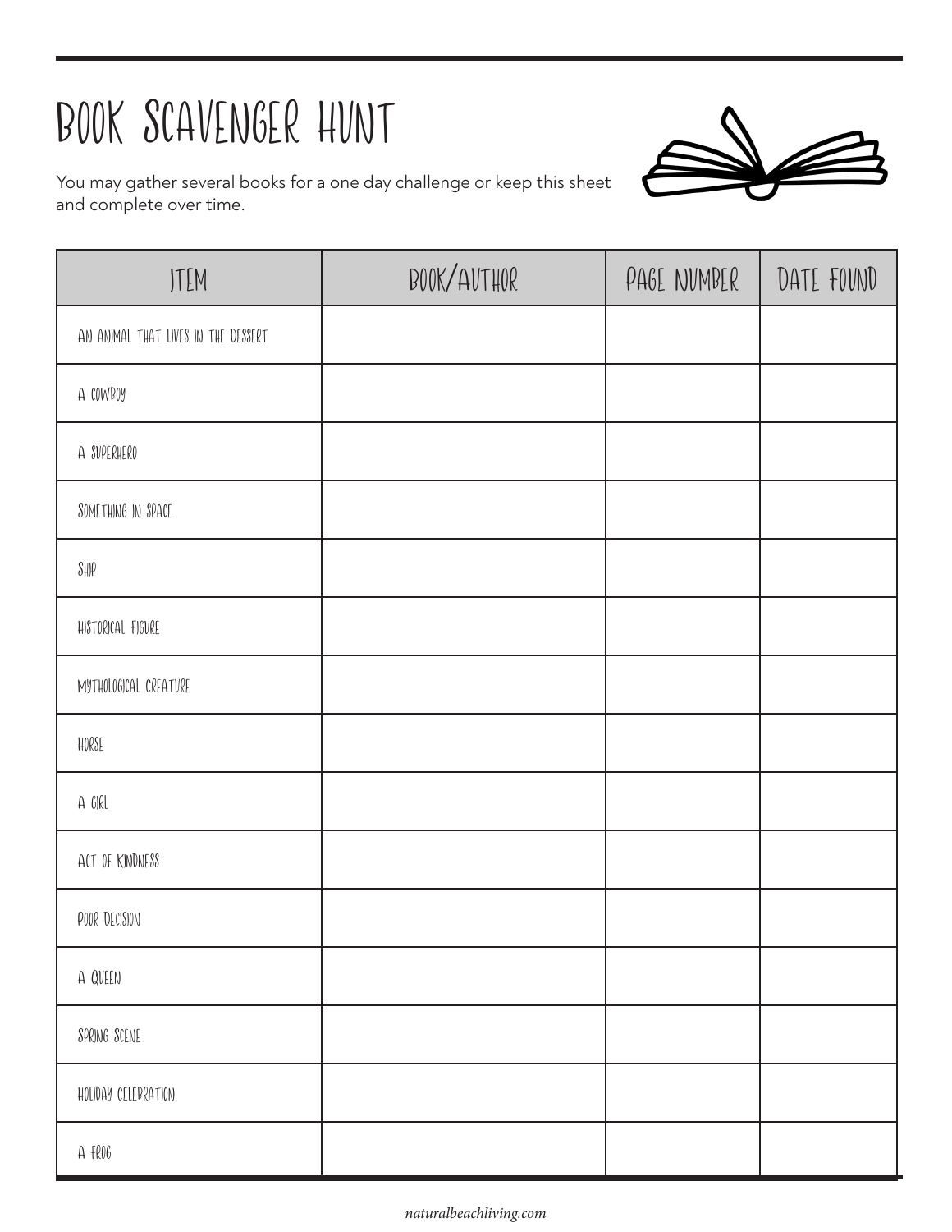# BOOK SCAVENGER HUNT

You may gather several books for a one day challenge or keep this sheet and complete over time.

| ITEM | BOOK/AUTHOR | PAGE NUMBER | DATE FOUND |
| --- | --- | --- | --- |
| AN ANIMAL THAT LIVES IN THE DESSERT | | | |
| A COWBOY | | | |
| A SUPERHERO | | | |
| SOMETHING IN SPACE | | | |
| SHIP | | | |
| HISTORICAL FIGURE | | | |
| MYTHOLOGICAL CREATURE | | | |
| HORSE | | | |
| A GIRL | | | |
| ACT OF KINDNESS | | | |
| POOR DECISION | | | |
| A QUEEN | | | |
| SPRING SCENE | | | |
| HOLIDAY CELEBRATION | | | |
| A FROG | | | |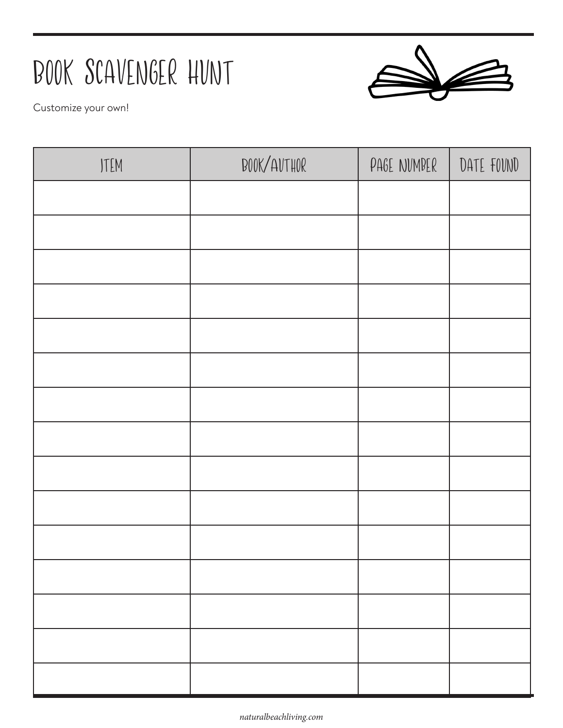# BOOK SCAVENGER HUNT

Customize your own!

| ITEM | BOOK/AUTHOR | PAGE NUMBER | DATE FOUND |
|---|---|---|---|
| | | | |
| | | | |
| | | | |
| | | | |
| | | | |
| | | | |
| | | | |
| | | | |
| | | | |
| | | | |
| | | | |
| | | | |
| | | | |
| | | | |
| | | | |

naturalbeachliving.com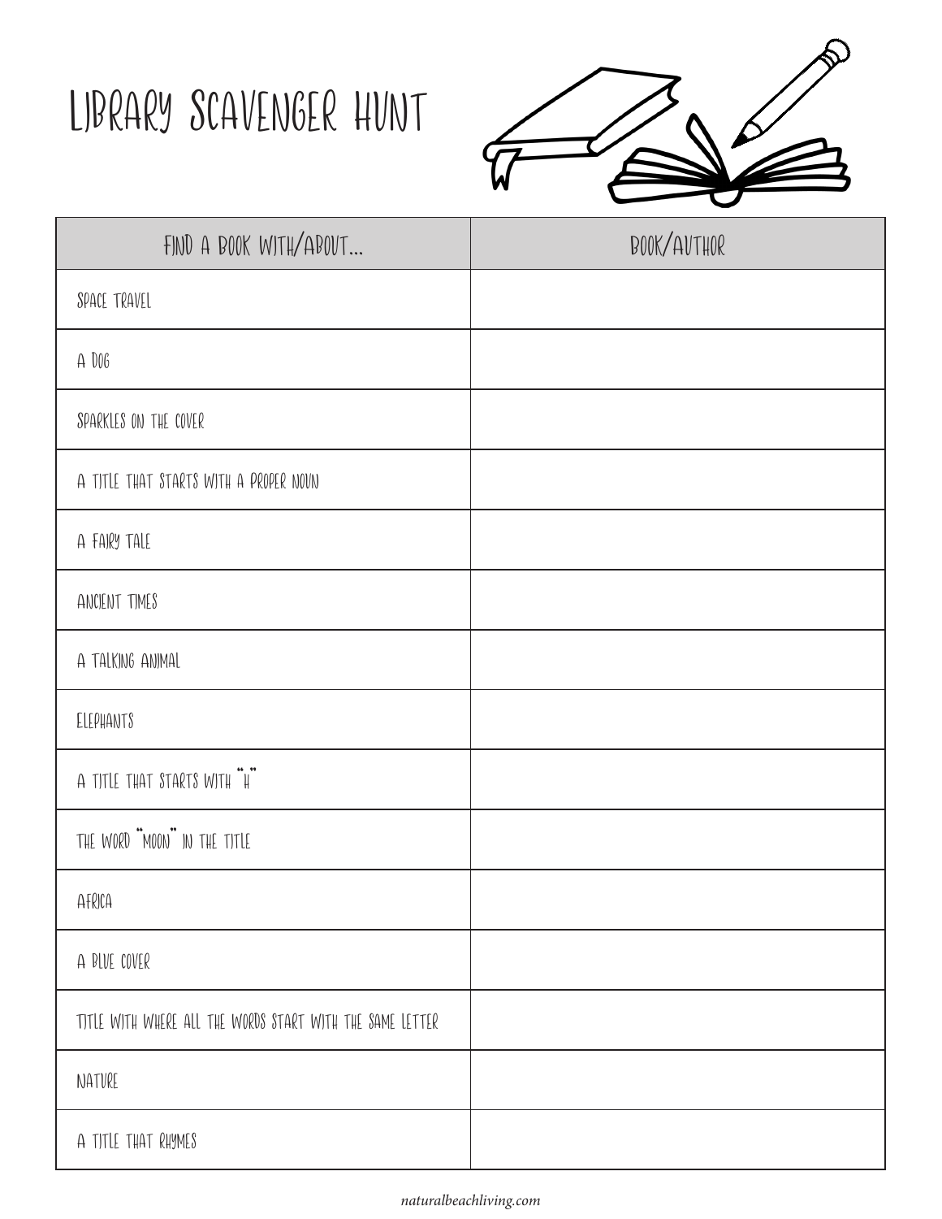# Library Scavenger Hunt

| Find a book with/about... | Book/Author |
| --- | --- |
| Space travel | |
| A dog | |
| Sparkles on the cover | |
| A title that starts with a proper noun | |
| A fairy tale | |
| Ancient times | |
| A talking animal | |
| Elephants | |
| A title that starts with "H" | |
| The word "moon" in the title | |
| Africa | |
| A blue cover | |
| Title with where all the words start with the same letter | |
| Nature | |
| A title that rhymes | |

naturalbeachliving.com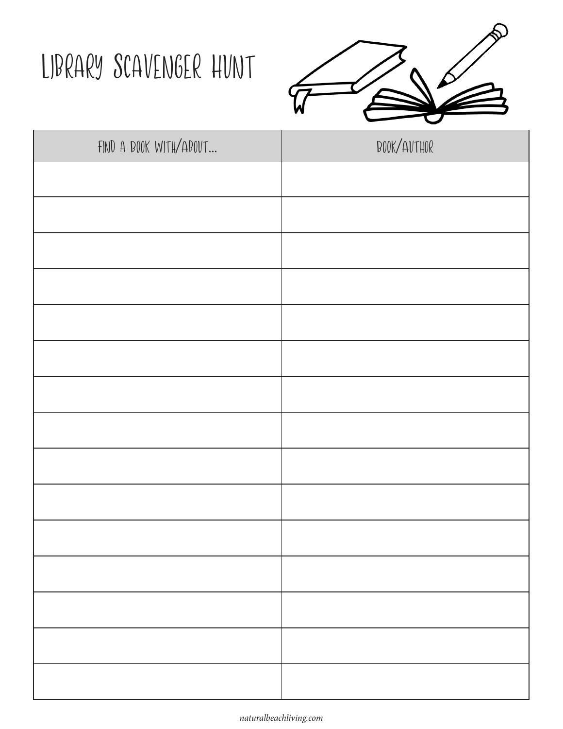# LIBRARY SCAVENGER HUNT

| FIND A BOOK WITH/ABOUT... | BOOK/AUTHOR |
| --- | --- |
| | |
| | |
| | |
| | |
| | |
| | |
| | |
| | |
| | |
| | |
| | |
| | |
| | |
| | |
| | |

naturalbeachliving.com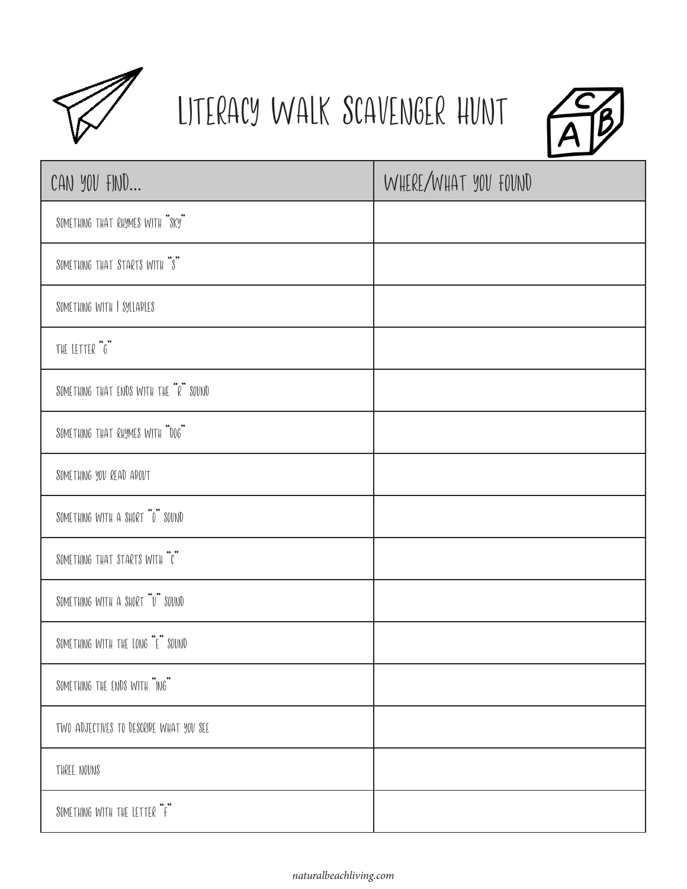# Literacy Walk Scavenger Hunt

| Can you find... | Where/What you found |
| --- | --- |
| Something that rhymes with "sky" | |
| Something that starts with "s" | |
| Something with 1 syllables | |
| The letter "g" | |
| Something that ends with the "r" sound | |
| Something that rhymes with "dog" | |
| Something you read about | |
| Something with a short "o" sound | |
| Something that starts with "c" | |
| Something with a short "u" sound | |
| Something with the long "e" sound | |
| Something the ends with "ing" | |
| Two adjectives to describe what you see | |
| Three nouns | |
| Something with the letter "f" | |

*naturalbeachliving.com*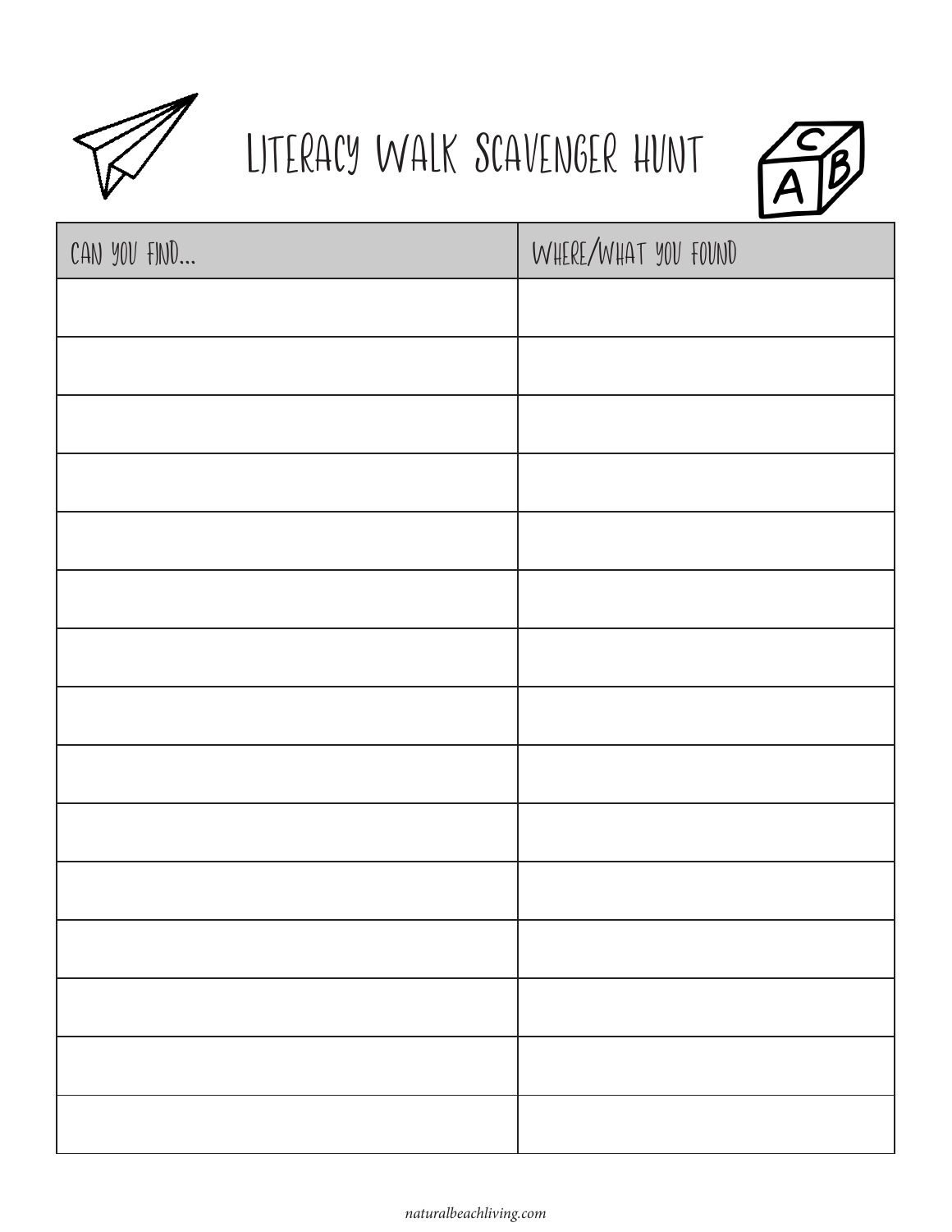# Literacy Walk Scavenger Hunt

| Can you find... | Where/What you found |
| --- | --- |
| | |
| | |
| | |
| | |
| | |
| | |
| | |
| | |
| | |
| | |
| | |
| | |
| | |
| | |
| | |

*naturalbeachliving.com*